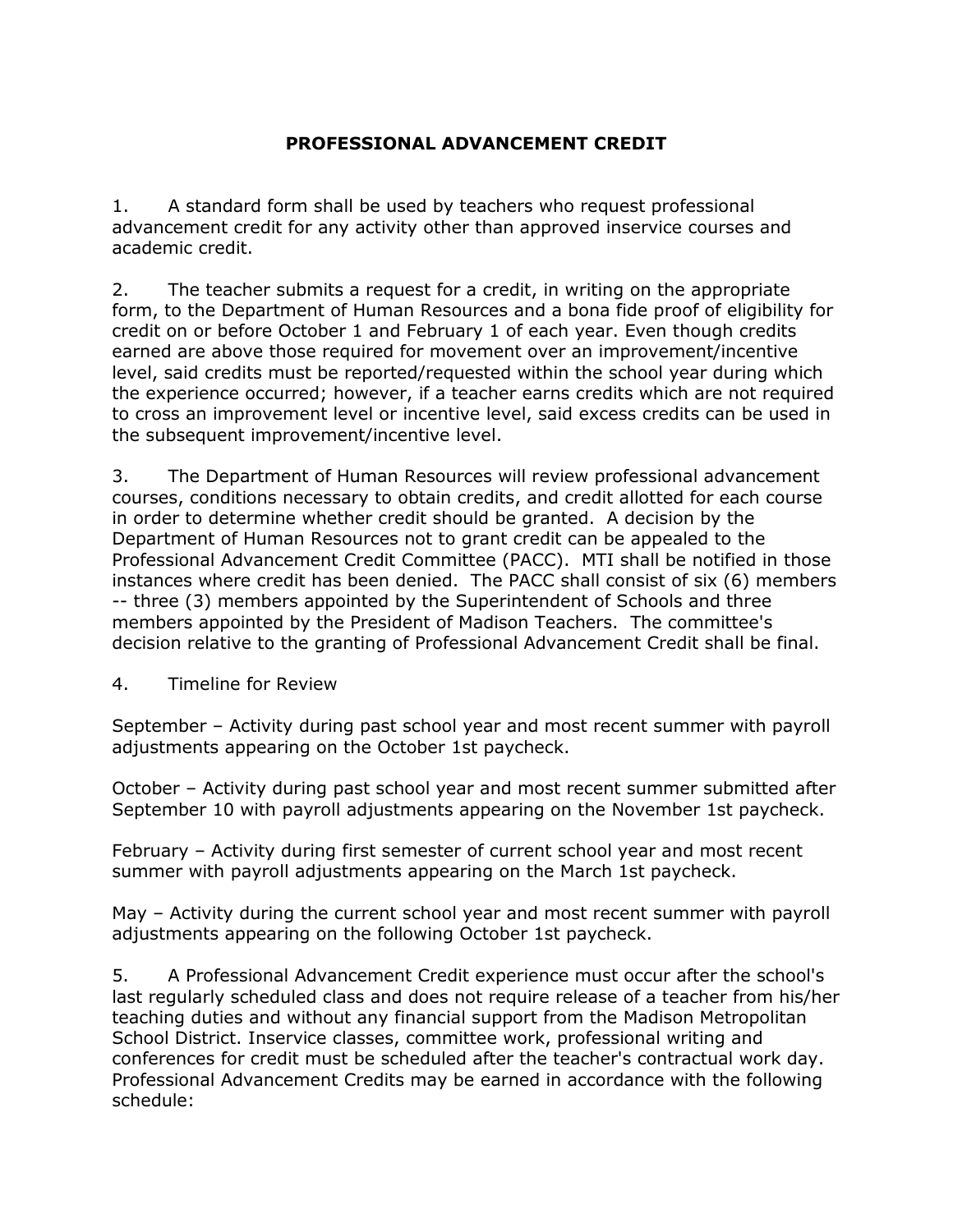# PROFESSIONAL ADVANCEMENT CREDIT

1. A standard form shall be used by teachers who request professional advancement credit for any activity other than approved inservice courses and academic credit.

2. The teacher submits a request for a credit, in writing on the appropriate form, to the Department of Human Resources and a bona fide proof of eligibility for credit on or before October 1 and February 1 of each year. Even though credits earned are above those required for movement over an improvement/incentive level, said credits must be reported/requested within the school year during which the experience occurred; however, if a teacher earns credits which are not required to cross an improvement level or incentive level, said excess credits can be used in the subsequent improvement/incentive level.

3. The Department of Human Resources will review professional advancement courses, conditions necessary to obtain credits, and credit allotted for each course in order to determine whether credit should be granted. A decision by the Department of Human Resources not to grant credit can be appealed to the Professional Advancement Credit Committee (PACC). MTI shall be notified in those instances where credit has been denied. The PACC shall consist of six (6) members -- three (3) members appointed by the Superintendent of Schools and three members appointed by the President of Madison Teachers. The committee's decision relative to the granting of Professional Advancement Credit shall be final.

4. Timeline for Review

September – Activity during past school year and most recent summer with payroll adjustments appearing on the October 1st paycheck.

October – Activity during past school year and most recent summer submitted after September 10 with payroll adjustments appearing on the November 1st paycheck.

February – Activity during first semester of current school year and most recent summer with payroll adjustments appearing on the March 1st paycheck.

May – Activity during the current school year and most recent summer with payroll adjustments appearing on the following October 1st paycheck.

5. A Professional Advancement Credit experience must occur after the school's last regularly scheduled class and does not require release of a teacher from his/her teaching duties and without any financial support from the Madison Metropolitan School District. Inservice classes, committee work, professional writing and conferences for credit must be scheduled after the teacher's contractual work day. Professional Advancement Credits may be earned in accordance with the following schedule: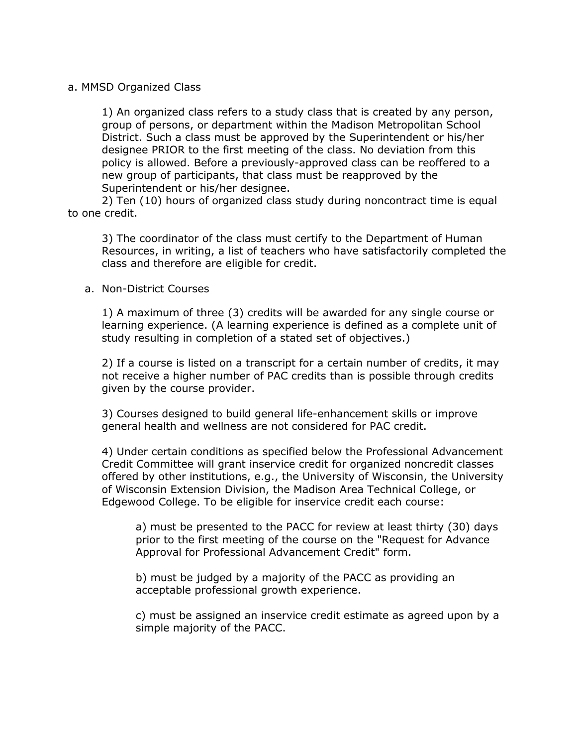a. MMSD Organized Class

1) An organized class refers to a study class that is created by any person, group of persons, or department within the Madison Metropolitan School District. Such a class must be approved by the Superintendent or his/her designee PRIOR to the first meeting of the class. No deviation from this policy is allowed. Before a previously-approved class can be reoffered to a new group of participants, that class must be reapproved by the Superintendent or his/her designee.

2) Ten (10) hours of organized class study during noncontract time is equal to one credit.

3) The coordinator of the class must certify to the Department of Human Resources, in writing, a list of teachers who have satisfactorily completed the class and therefore are eligible for credit.

a. Non-District Courses

1) A maximum of three (3) credits will be awarded for any single course or learning experience. (A learning experience is defined as a complete unit of study resulting in completion of a stated set of objectives.)

2) If a course is listed on a transcript for a certain number of credits, it may not receive a higher number of PAC credits than is possible through credits given by the course provider.

3) Courses designed to build general life-enhancement skills or improve general health and wellness are not considered for PAC credit.

4) Under certain conditions as specified below the Professional Advancement Credit Committee will grant inservice credit for organized noncredit classes offered by other institutions, e.g., the University of Wisconsin, the University of Wisconsin Extension Division, the Madison Area Technical College, or Edgewood College. To be eligible for inservice credit each course:

a) must be presented to the PACC for review at least thirty (30) days prior to the first meeting of the course on the "Request for Advance Approval for Professional Advancement Credit" form.

b) must be judged by a majority of the PACC as providing an acceptable professional growth experience.

c) must be assigned an inservice credit estimate as agreed upon by a simple majority of the PACC.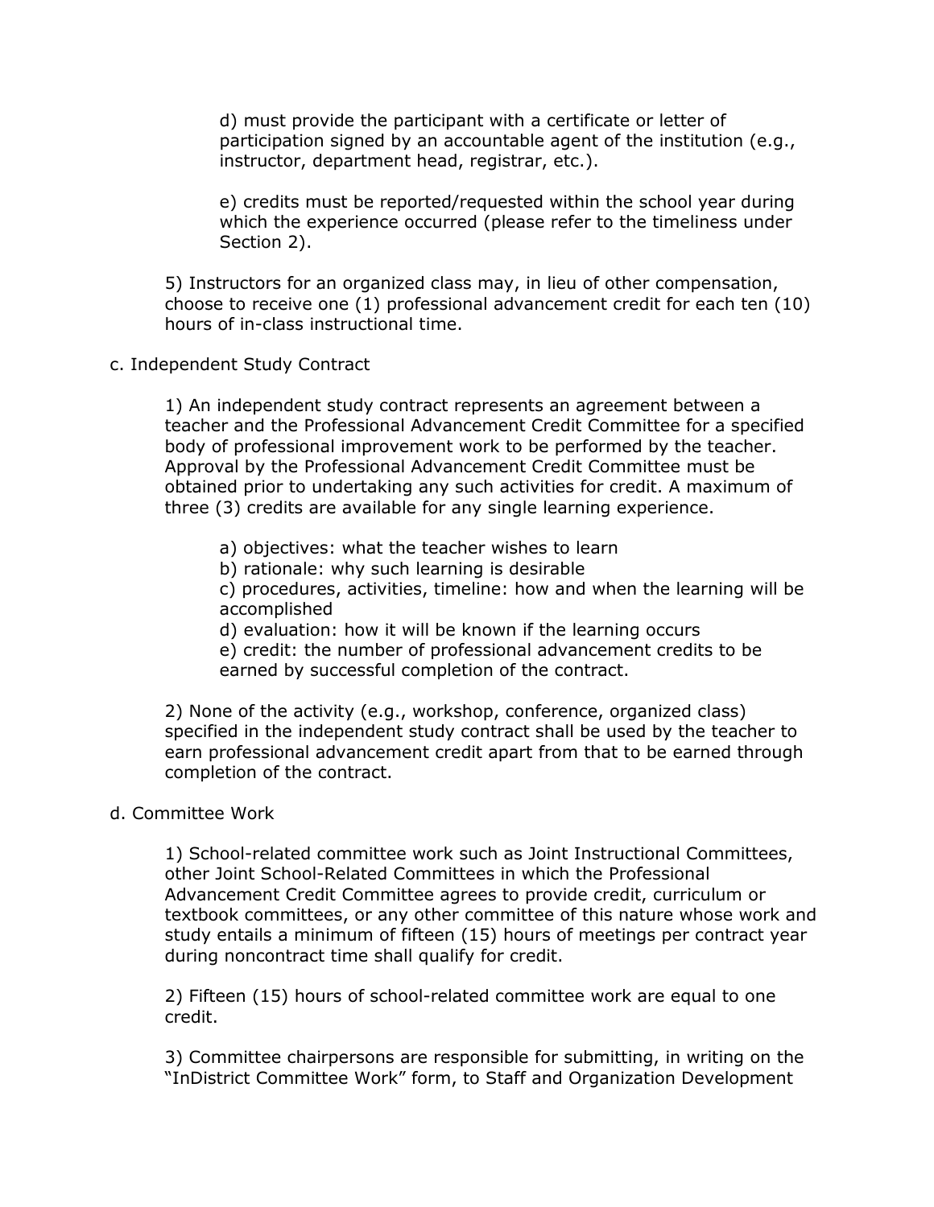d) must provide the participant with a certificate or letter of participation signed by an accountable agent of the institution (e.g., instructor, department head, registrar, etc.).

e) credits must be reported/requested within the school year during which the experience occurred (please refer to the timeliness under Section 2).

5) Instructors for an organized class may, in lieu of other compensation, choose to receive one (1) professional advancement credit for each ten (10) hours of in-class instructional time.

c. Independent Study Contract

1) An independent study contract represents an agreement between a teacher and the Professional Advancement Credit Committee for a specified body of professional improvement work to be performed by the teacher. Approval by the Professional Advancement Credit Committee must be obtained prior to undertaking any such activities for credit. A maximum of three (3) credits are available for any single learning experience.

a) objectives: what the teacher wishes to learn
b) rationale: why such learning is desirable
c) procedures, activities, timeline: how and when the learning will be accomplished
d) evaluation: how it will be known if the learning occurs
e) credit: the number of professional advancement credits to be earned by successful completion of the contract.

2) None of the activity (e.g., workshop, conference, organized class) specified in the independent study contract shall be used by the teacher to earn professional advancement credit apart from that to be earned through completion of the contract.

d. Committee Work

1) School-related committee work such as Joint Instructional Committees, other Joint School-Related Committees in which the Professional Advancement Credit Committee agrees to provide credit, curriculum or textbook committees, or any other committee of this nature whose work and study entails a minimum of fifteen (15) hours of meetings per contract year during noncontract time shall qualify for credit.

2) Fifteen (15) hours of school-related committee work are equal to one credit.

3) Committee chairpersons are responsible for submitting, in writing on the "InDistrict Committee Work" form, to Staff and Organization Development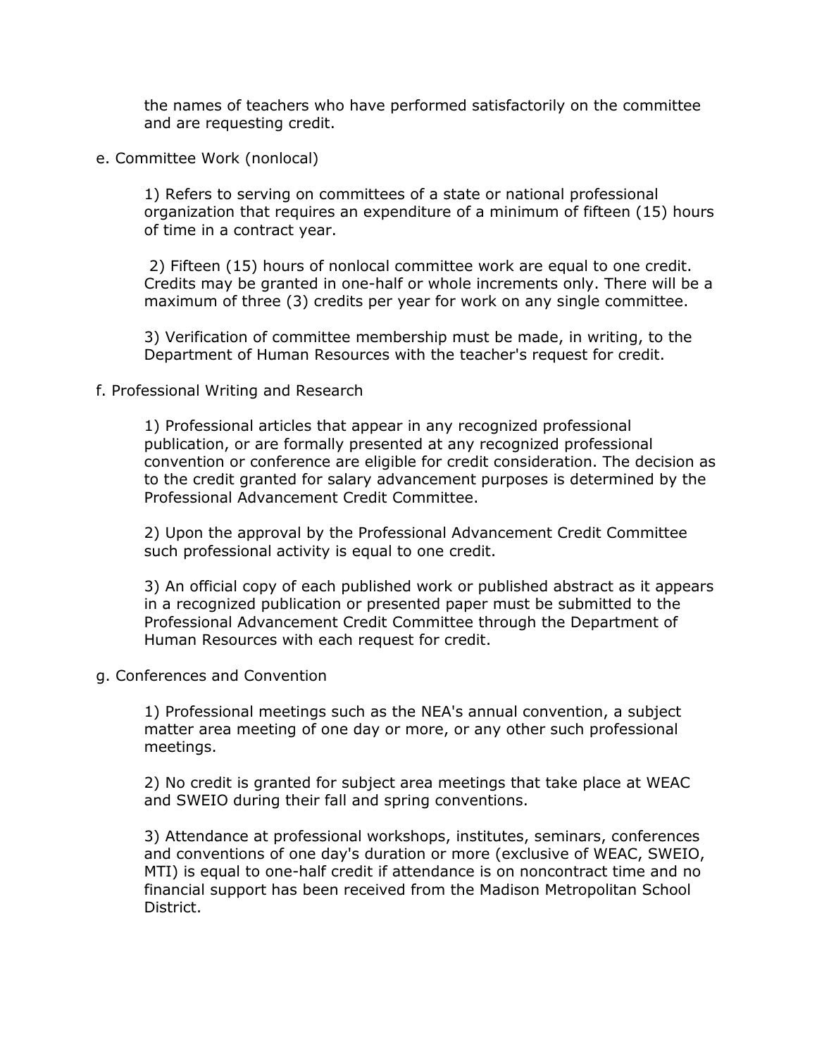the names of teachers who have performed satisfactorily on the committee and are requesting credit.

e. Committee Work (nonlocal)

1) Refers to serving on committees of a state or national professional organization that requires an expenditure of a minimum of fifteen (15) hours of time in a contract year.

2) Fifteen (15) hours of nonlocal committee work are equal to one credit. Credits may be granted in one-half or whole increments only. There will be a maximum of three (3) credits per year for work on any single committee.

3) Verification of committee membership must be made, in writing, to the Department of Human Resources with the teacher's request for credit.

f. Professional Writing and Research

1) Professional articles that appear in any recognized professional publication, or are formally presented at any recognized professional convention or conference are eligible for credit consideration. The decision as to the credit granted for salary advancement purposes is determined by the Professional Advancement Credit Committee.

2) Upon the approval by the Professional Advancement Credit Committee such professional activity is equal to one credit.

3) An official copy of each published work or published abstract as it appears in a recognized publication or presented paper must be submitted to the Professional Advancement Credit Committee through the Department of Human Resources with each request for credit.

g. Conferences and Convention

1) Professional meetings such as the NEA's annual convention, a subject matter area meeting of one day or more, or any other such professional meetings.

2) No credit is granted for subject area meetings that take place at WEAC and SWEIO during their fall and spring conventions.

3) Attendance at professional workshops, institutes, seminars, conferences and conventions of one day's duration or more (exclusive of WEAC, SWEIO, MTI) is equal to one-half credit if attendance is on noncontract time and no financial support has been received from the Madison Metropolitan School District.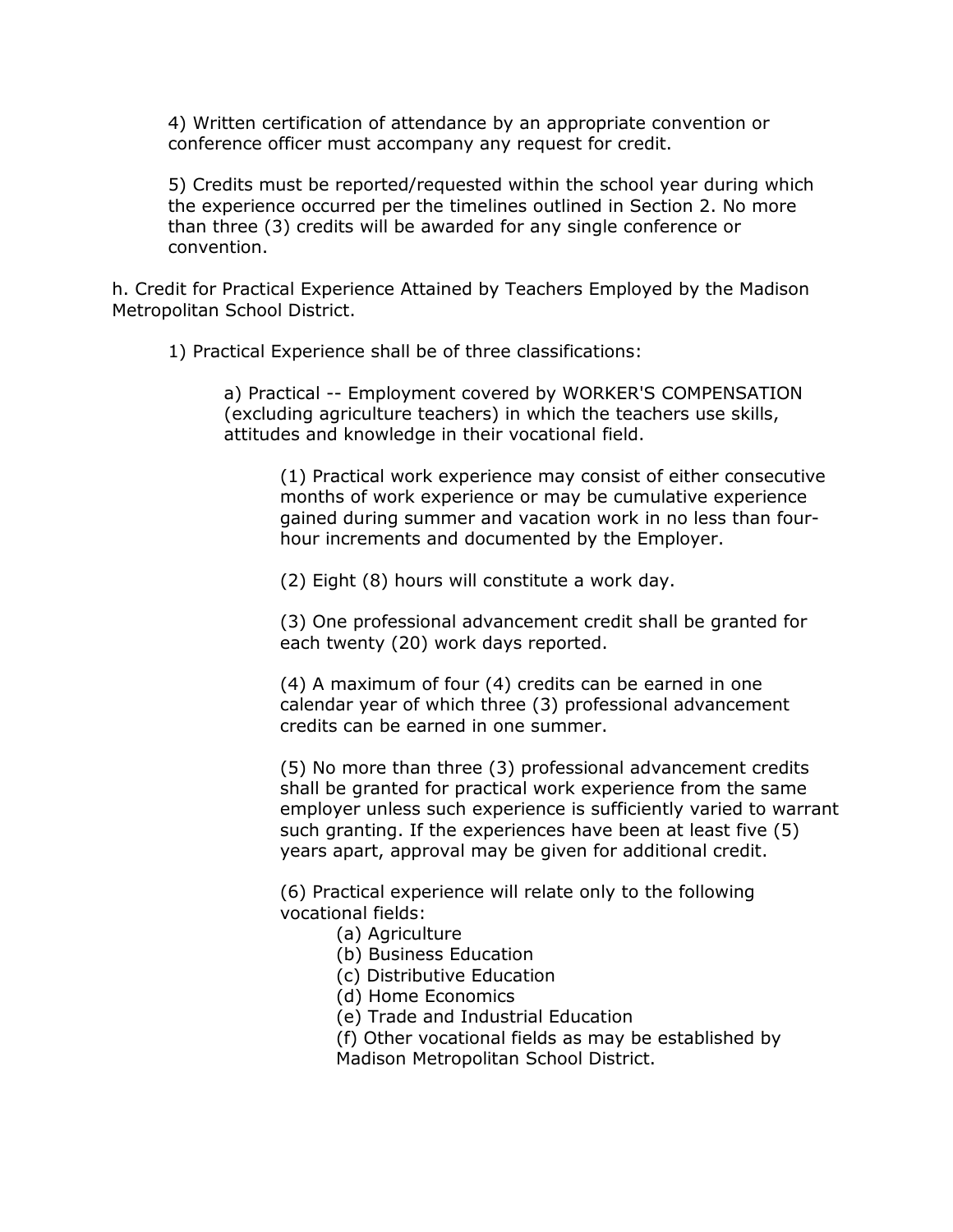4) Written certification of attendance by an appropriate convention or conference officer must accompany any request for credit.

5) Credits must be reported/requested within the school year during which the experience occurred per the timelines outlined in Section 2. No more than three (3) credits will be awarded for any single conference or convention.

h. Credit for Practical Experience Attained by Teachers Employed by the Madison Metropolitan School District.

1) Practical Experience shall be of three classifications:

a) Practical -- Employment covered by WORKER'S COMPENSATION (excluding agriculture teachers) in which the teachers use skills, attitudes and knowledge in their vocational field.

(1) Practical work experience may consist of either consecutive months of work experience or may be cumulative experience gained during summer and vacation work in no less than four-hour increments and documented by the Employer.

(2) Eight (8) hours will constitute a work day.

(3) One professional advancement credit shall be granted for each twenty (20) work days reported.

(4) A maximum of four (4) credits can be earned in one calendar year of which three (3) professional advancement credits can be earned in one summer.

(5) No more than three (3) professional advancement credits shall be granted for practical work experience from the same employer unless such experience is sufficiently varied to warrant such granting. If the experiences have been at least five (5) years apart, approval may be given for additional credit.

(6) Practical experience will relate only to the following vocational fields:

(a) Agriculture
(b) Business Education
(c) Distributive Education
(d) Home Economics
(e) Trade and Industrial Education
(f) Other vocational fields as may be established by Madison Metropolitan School District.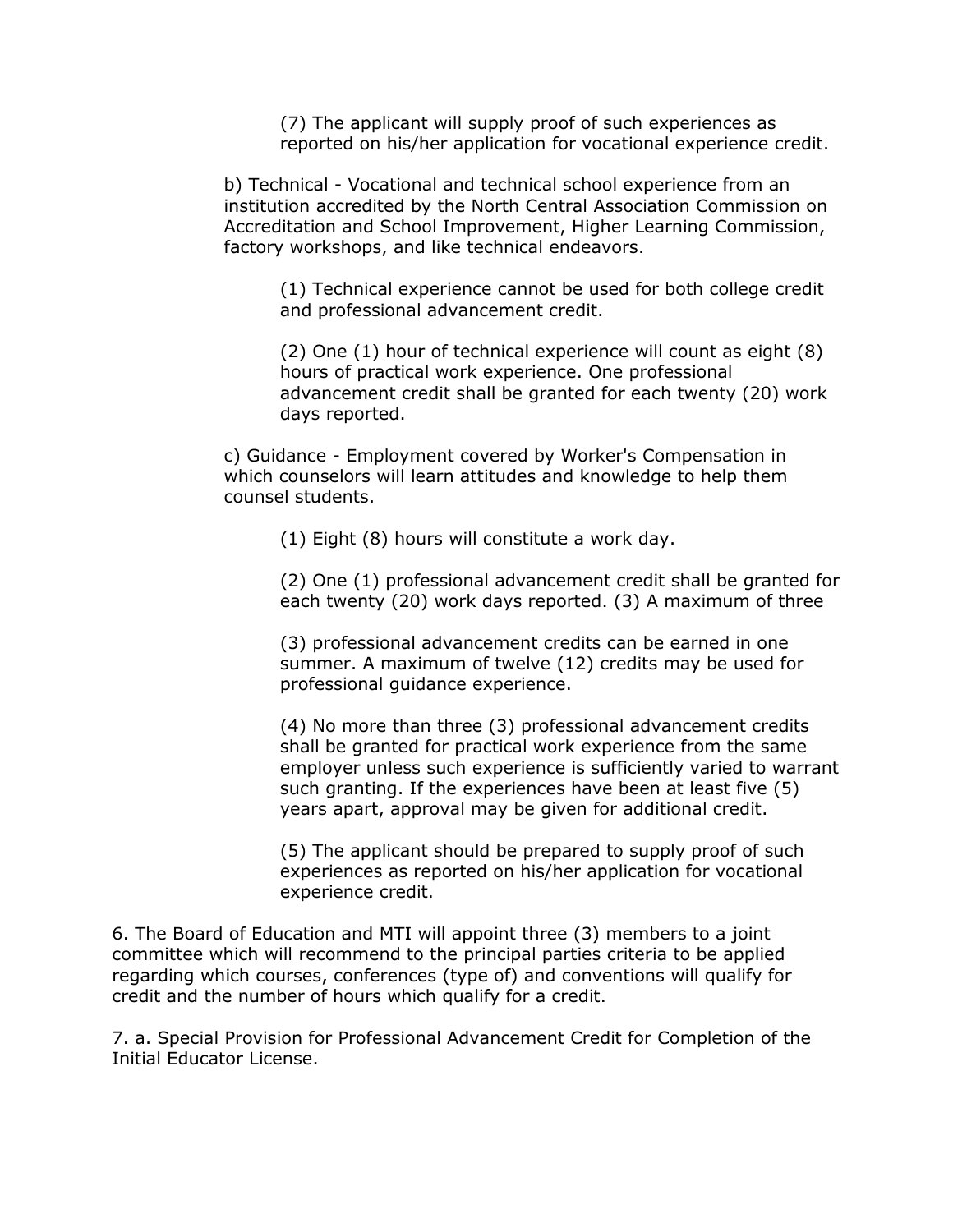(7) The applicant will supply proof of such experiences as reported on his/her application for vocational experience credit.

b) Technical - Vocational and technical school experience from an institution accredited by the North Central Association Commission on Accreditation and School Improvement, Higher Learning Commission, factory workshops, and like technical endeavors.

(1) Technical experience cannot be used for both college credit and professional advancement credit.

(2) One (1) hour of technical experience will count as eight (8) hours of practical work experience. One professional advancement credit shall be granted for each twenty (20) work days reported.

c) Guidance - Employment covered by Worker's Compensation in which counselors will learn attitudes and knowledge to help them counsel students.

(1) Eight (8) hours will constitute a work day.

(2) One (1) professional advancement credit shall be granted for each twenty (20) work days reported. (3) A maximum of three

(3) professional advancement credits can be earned in one summer. A maximum of twelve (12) credits may be used for professional guidance experience.

(4) No more than three (3) professional advancement credits shall be granted for practical work experience from the same employer unless such experience is sufficiently varied to warrant such granting. If the experiences have been at least five (5) years apart, approval may be given for additional credit.

(5) The applicant should be prepared to supply proof of such experiences as reported on his/her application for vocational experience credit.

6. The Board of Education and MTI will appoint three (3) members to a joint committee which will recommend to the principal parties criteria to be applied regarding which courses, conferences (type of) and conventions will qualify for credit and the number of hours which qualify for a credit.

7. a. Special Provision for Professional Advancement Credit for Completion of the Initial Educator License.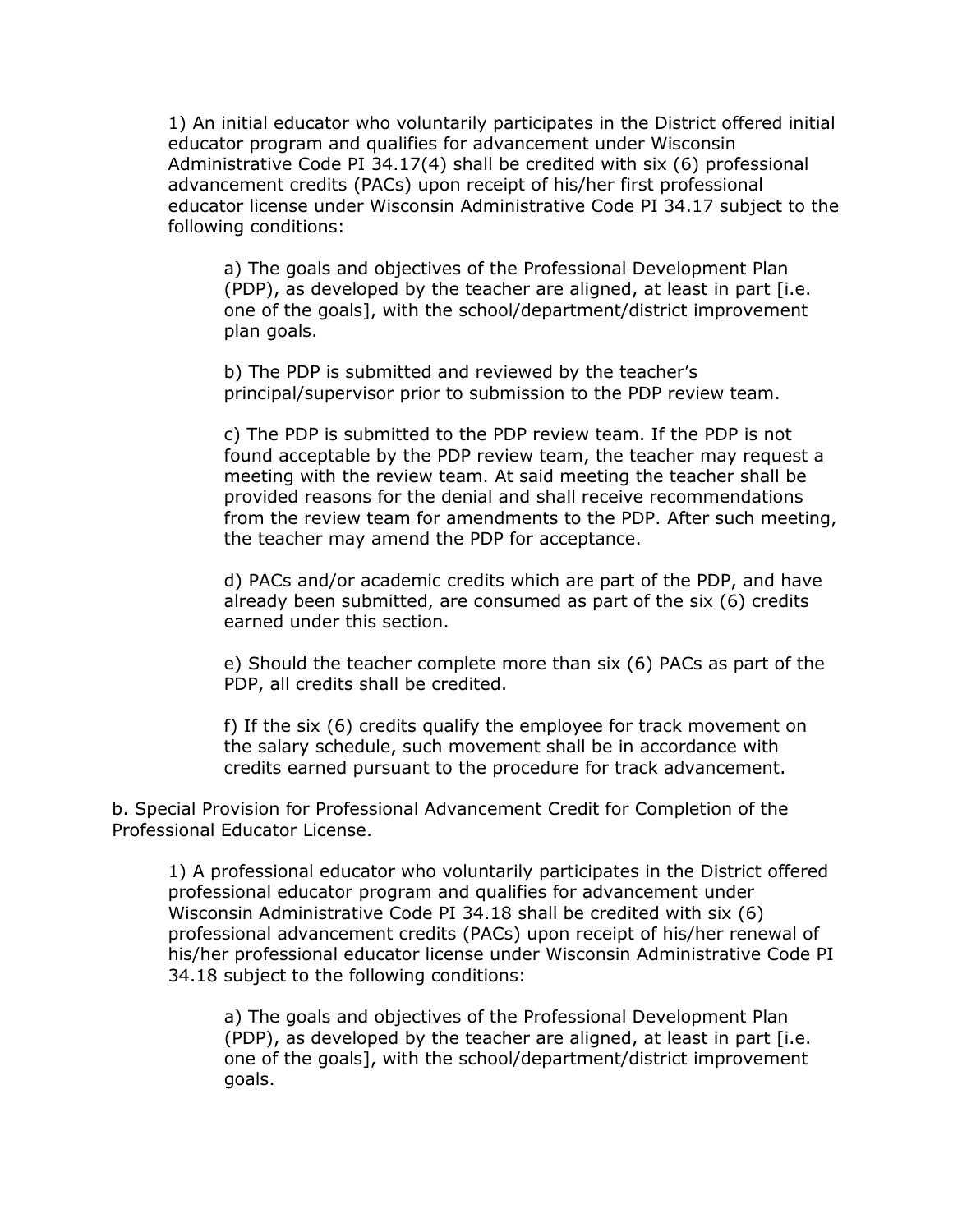1) An initial educator who voluntarily participates in the District offered initial educator program and qualifies for advancement under Wisconsin Administrative Code PI 34.17(4) shall be credited with six (6) professional advancement credits (PACs) upon receipt of his/her first professional educator license under Wisconsin Administrative Code PI 34.17 subject to the following conditions:

a) The goals and objectives of the Professional Development Plan (PDP), as developed by the teacher are aligned, at least in part [i.e. one of the goals], with the school/department/district improvement plan goals.

b) The PDP is submitted and reviewed by the teacher's principal/supervisor prior to submission to the PDP review team.

c) The PDP is submitted to the PDP review team. If the PDP is not found acceptable by the PDP review team, the teacher may request a meeting with the review team. At said meeting the teacher shall be provided reasons for the denial and shall receive recommendations from the review team for amendments to the PDP. After such meeting, the teacher may amend the PDP for acceptance.

d) PACs and/or academic credits which are part of the PDP, and have already been submitted, are consumed as part of the six (6) credits earned under this section.

e) Should the teacher complete more than six (6) PACs as part of the PDP, all credits shall be credited.

f) If the six (6) credits qualify the employee for track movement on the salary schedule, such movement shall be in accordance with credits earned pursuant to the procedure for track advancement.

b. Special Provision for Professional Advancement Credit for Completion of the Professional Educator License.

1) A professional educator who voluntarily participates in the District offered professional educator program and qualifies for advancement under Wisconsin Administrative Code PI 34.18 shall be credited with six (6) professional advancement credits (PACs) upon receipt of his/her renewal of his/her professional educator license under Wisconsin Administrative Code PI 34.18 subject to the following conditions:

a) The goals and objectives of the Professional Development Plan (PDP), as developed by the teacher are aligned, at least in part [i.e. one of the goals], with the school/department/district improvement goals.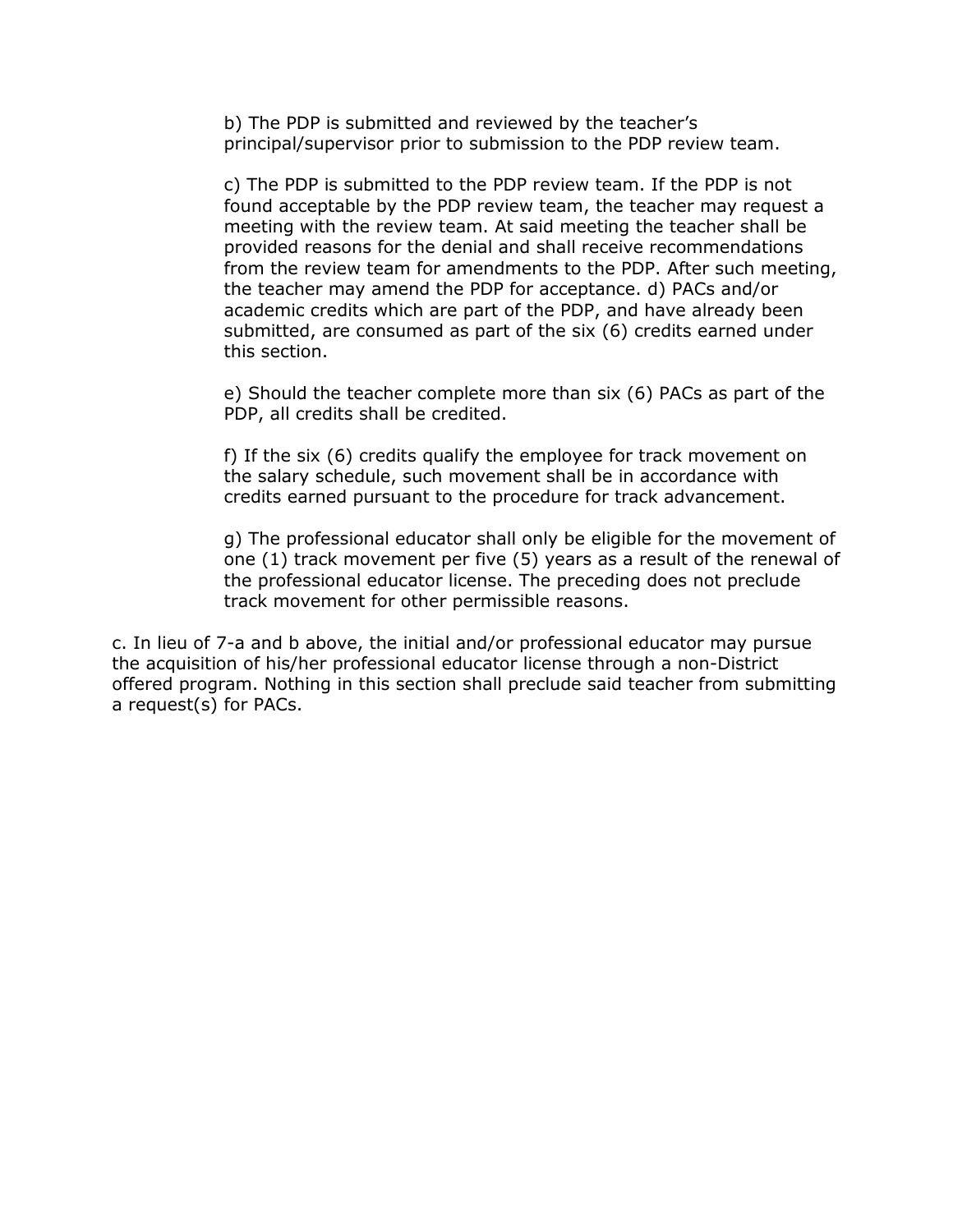b) The PDP is submitted and reviewed by the teacher's principal/supervisor prior to submission to the PDP review team.

c) The PDP is submitted to the PDP review team. If the PDP is not found acceptable by the PDP review team, the teacher may request a meeting with the review team. At said meeting the teacher shall be provided reasons for the denial and shall receive recommendations from the review team for amendments to the PDP. After such meeting, the teacher may amend the PDP for acceptance. d) PACs and/or academic credits which are part of the PDP, and have already been submitted, are consumed as part of the six (6) credits earned under this section.

e) Should the teacher complete more than six (6) PACs as part of the PDP, all credits shall be credited.

f) If the six (6) credits qualify the employee for track movement on the salary schedule, such movement shall be in accordance with credits earned pursuant to the procedure for track advancement.

g) The professional educator shall only be eligible for the movement of one (1) track movement per five (5) years as a result of the renewal of the professional educator license. The preceding does not preclude track movement for other permissible reasons.

c. In lieu of 7-a and b above, the initial and/or professional educator may pursue the acquisition of his/her professional educator license through a non-District offered program. Nothing in this section shall preclude said teacher from submitting a request(s) for PACs.